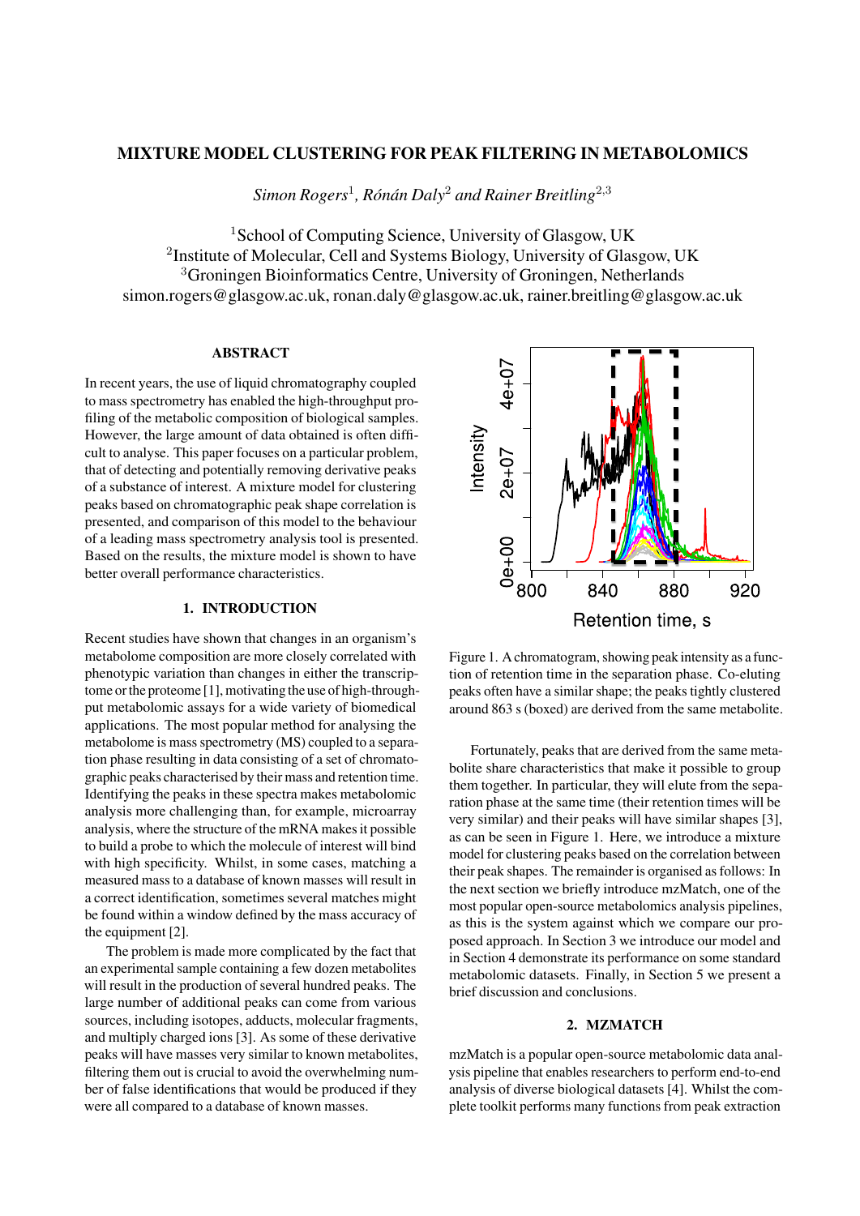# MIXTURE MODEL CLUSTERING FOR PEAK FILTERING IN METABOLOMICS

*Simon Rogers*[1]*, Rónán Daly*[2] *and Rainer Breitling*[2,3]

[1]School of Computing Science, University of Glasgow, UK
[2]Institute of Molecular, Cell and Systems Biology, University of Glasgow, UK
[3]Groningen Bioinformatics Centre, University of Groningen, Netherlands
simon.rogers@glasgow.ac.uk, ronan.daly@glasgow.ac.uk, rainer.breitling@glasgow.ac.uk

## ABSTRACT

In recent years, the use of liquid chromatography coupled to mass spectrometry has enabled the high-throughput profiling of the metabolic composition of biological samples. However, the large amount of data obtained is often difficult to analyse. This paper focuses on a particular problem, that of detecting and potentially removing derivative peaks of a substance of interest. A mixture model for clustering peaks based on chromatographic peak shape correlation is presented, and comparison of this model to the behaviour of a leading mass spectrometry analysis tool is presented. Based on the results, the mixture model is shown to have better overall performance characteristics.

## 1. INTRODUCTION

Recent studies have shown that changes in an organism's metabolome composition are more closely correlated with phenotypic variation than changes in either the transcriptome or the proteome [1], motivating the use of high-throughput metabolomic assays for a wide variety of biomedical applications. The most popular method for analysing the metabolome is mass spectrometry (MS) coupled to a separation phase resulting in data consisting of a set of chromatographic peaks characterised by their mass and retention time. Identifying the peaks in these spectra makes metabolomic analysis more challenging than, for example, microarray analysis, where the structure of the mRNA makes it possible to build a probe to which the molecule of interest will bind with high specificity. Whilst, in some cases, matching a measured mass to a database of known masses will result in a correct identification, sometimes several matches might be found within a window defined by the mass accuracy of the equipment [2].

The problem is made more complicated by the fact that an experimental sample containing a few dozen metabolites will result in the production of several hundred peaks. The large number of additional peaks can come from various sources, including isotopes, adducts, molecular fragments, and multiply charged ions [3]. As some of these derivative peaks will have masses very similar to known metabolites, filtering them out is crucial to avoid the overwhelming number of false identifications that would be produced if they were all compared to a database of known masses.

Figure 1. A chromatogram, showing peak intensity as a function of retention time in the separation phase. Co-eluting peaks often have a similar shape; the peaks tightly clustered around 863 s (boxed) are derived from the same metabolite.

Fortunately, peaks that are derived from the same metabolite share characteristics that make it possible to group them together. In particular, they will elute from the separation phase at the same time (their retention times will be very similar) and their peaks will have similar shapes [3], as can be seen in Figure 1. Here, we introduce a mixture model for clustering peaks based on the correlation between their peak shapes. The remainder is organised as follows: In the next section we briefly introduce mzMatch, one of the most popular open-source metabolomics analysis pipelines, as this is the system against which we compare our proposed approach. In Section 3 we introduce our model and in Section 4 demonstrate its performance on some standard metabolomic datasets. Finally, in Section 5 we present a brief discussion and conclusions.

## 2. MZMATCH

mzMatch is a popular open-source metabolomic data analysis pipeline that enables researchers to perform end-to-end analysis of diverse biological datasets [4]. Whilst the complete toolkit performs many functions from peak extraction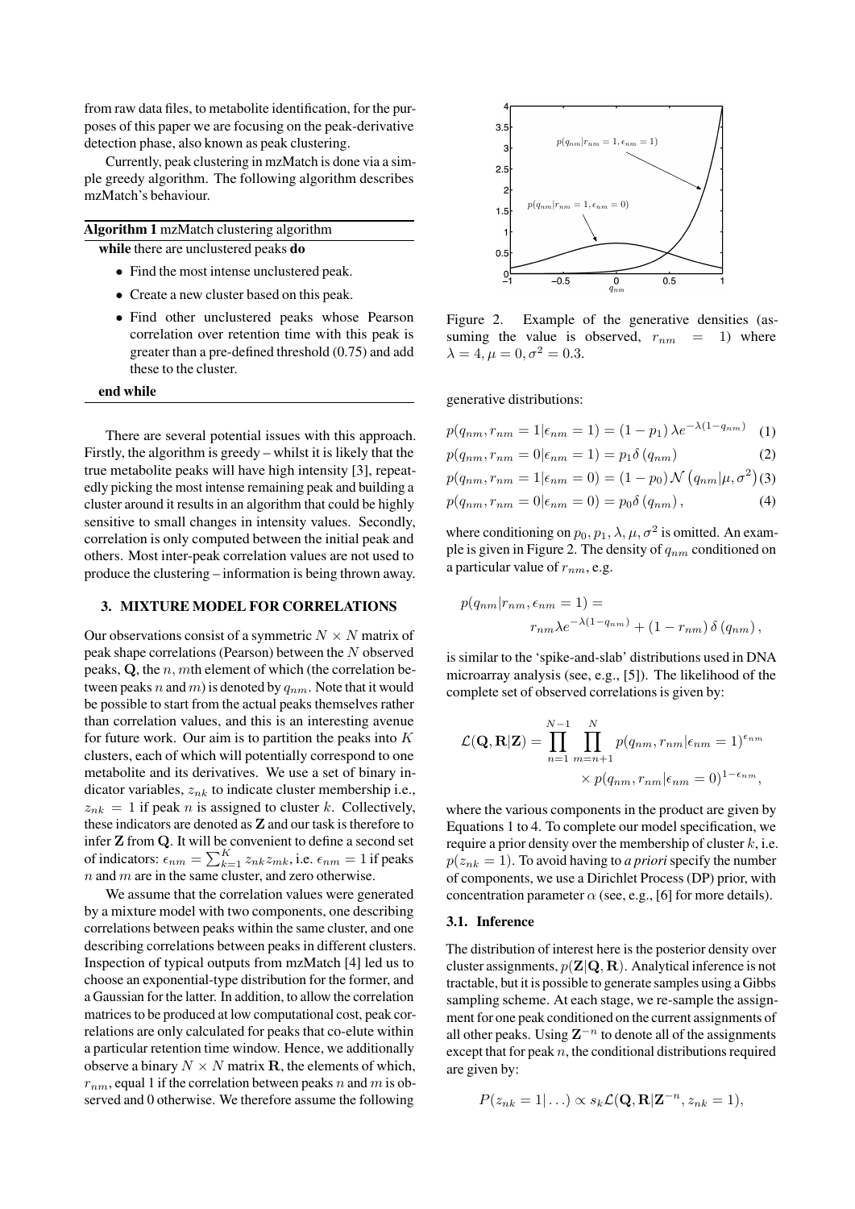from raw data files, to metabolite identification, for the purposes of this paper we are focusing on the peak-derivative detection phase, also known as peak clustering.

Currently, peak clustering in mzMatch is done via a simple greedy algorithm. The following algorithm describes mzMatch's behaviour.

**Algorithm 1** mzMatch clustering algorithm

**while** there are unclustered peaks **do**

- Find the most intense unclustered peak.
- Create a new cluster based on this peak.
- Find other unclustered peaks whose Pearson correlation over retention time with this peak is greater than a pre-defined threshold (0.75) and add these to the cluster.

**end while**

There are several potential issues with this approach. Firstly, the algorithm is greedy – whilst it is likely that the true metabolite peaks will have high intensity [3], repeatedly picking the most intense remaining peak and building a cluster around it results in an algorithm that could be highly sensitive to small changes in intensity values. Secondly, correlation is only computed between the initial peak and others. Most inter-peak correlation values are not used to produce the clustering – information is being thrown away.

## 3. MIXTURE MODEL FOR CORRELATIONS

Our observations consist of a symmetric $N \times N$ matrix of peak shape correlations (Pearson) between the $N$ observed peaks, $\mathbf{Q}$, the $n, m$th element of which (the correlation between peaks $n$ and $m$) is denoted by $q_{nm}$. Note that it would be possible to start from the actual peaks themselves rather than correlation values, and this is an interesting avenue for future work. Our aim is to partition the peaks into $K$ clusters, each of which will potentially correspond to one metabolite and its derivatives. We use a set of binary indicator variables, $z_{nk}$ to indicate cluster membership i.e., $z_{nk} = 1$ if peak $n$ is assigned to cluster $k$. Collectively, these indicators are denoted as $\mathbf{Z}$ and our task is therefore to infer $\mathbf{Z}$ from $\mathbf{Q}$. It will be convenient to define a second set of indicators: $\epsilon_{nm} = \sum_{k=1}^{K} z_{nk} z_{mk}$, i.e. $\epsilon_{nm} = 1$ if peaks $n$ and $m$ are in the same cluster, and zero otherwise.

We assume that the correlation values were generated by a mixture model with two components, one describing correlations between peaks within the same cluster, and one describing correlations between peaks in different clusters. Inspection of typical outputs from mzMatch [4] led us to choose an exponential-type distribution for the former, and a Gaussian for the latter. In addition, to allow the correlation matrices to be produced at low computational cost, peak correlations are only calculated for peaks that co-elute within a particular retention time window. Hence, we additionally observe a binary $N \times N$ matrix $\mathbf{R}$, the elements of which, $r_{nm}$, equal 1 if the correlation between peaks $n$ and $m$ is observed and 0 otherwise. We therefore assume the following generative distributions:

$$p(q_{nm}, r_{nm} = 1 | \epsilon_{nm} = 1) = (1 - p_1) \lambda e^{-\lambda(1 - q_{nm})} \quad (1)$$

$$p(q_{nm}, r_{nm} = 0 | \epsilon_{nm} = 1) = p_1 \delta(q_{nm}) \quad (2)$$

$$p(q_{nm}, r_{nm} = 1 | \epsilon_{nm} = 0) = (1 - p_0) \mathcal{N}(q_{nm} | \mu, \sigma^2) \quad (3)$$

$$p(q_{nm}, r_{nm} = 0 | \epsilon_{nm} = 0) = p_0 \delta(q_{nm}), \quad (4)$$

where conditioning on $p_0, p_1, \lambda, \mu, \sigma^2$ is omitted. An example is given in Figure 2. The density of $q_{nm}$ conditioned on a particular value of $r_{nm}$, e.g.

$$p(q_{nm} | r_{nm}, \epsilon_{nm} = 1) = r_{nm} \lambda e^{-\lambda(1 - q_{nm})} + (1 - r_{nm}) \delta(q_{nm}),$$

is similar to the 'spike-and-slab' distributions used in DNA microarray analysis (see, e.g., [5]). The likelihood of the complete set of observed correlations is given by:

$$\mathcal{L}(\mathbf{Q}, \mathbf{R} | \mathbf{Z}) = \prod_{n=1}^{N-1} \prod_{m=n+1}^{N} p(q_{nm}, r_{nm} | \epsilon_{nm} = 1)^{\epsilon_{nm}} \times p(q_{nm}, r_{nm} | \epsilon_{nm} = 0)^{1 - \epsilon_{nm}},$$

where the various components in the product are given by Equations 1 to 4. To complete our model specification, we require a prior density over the membership of cluster $k$, i.e. $p(z_{nk} = 1)$. To avoid having to *a priori* specify the number of components, we use a Dirichlet Process (DP) prior, with concentration parameter $\alpha$ (see, e.g., [6] for more details).

Figure 2. Example of the generative densities (assuming the value is observed, $r_{nm} = 1$) where $\lambda = 4, \mu = 0, \sigma^2 = 0.3$.

### 3.1. Inference

The distribution of interest here is the posterior density over cluster assignments, $p(\mathbf{Z} | \mathbf{Q}, \mathbf{R})$. Analytical inference is not tractable, but it is possible to generate samples using a Gibbs sampling scheme. At each stage, we re-sample the assignment for one peak conditioned on the current assignments of all other peaks. Using $\mathbf{Z}^{-n}$ to denote all of the assignments except that for peak $n$, the conditional distributions required are given by:

$$P(z_{nk} = 1 | \ldots) \propto s_k \mathcal{L}(\mathbf{Q}, \mathbf{R} | \mathbf{Z}^{-n}, z_{nk} = 1),$$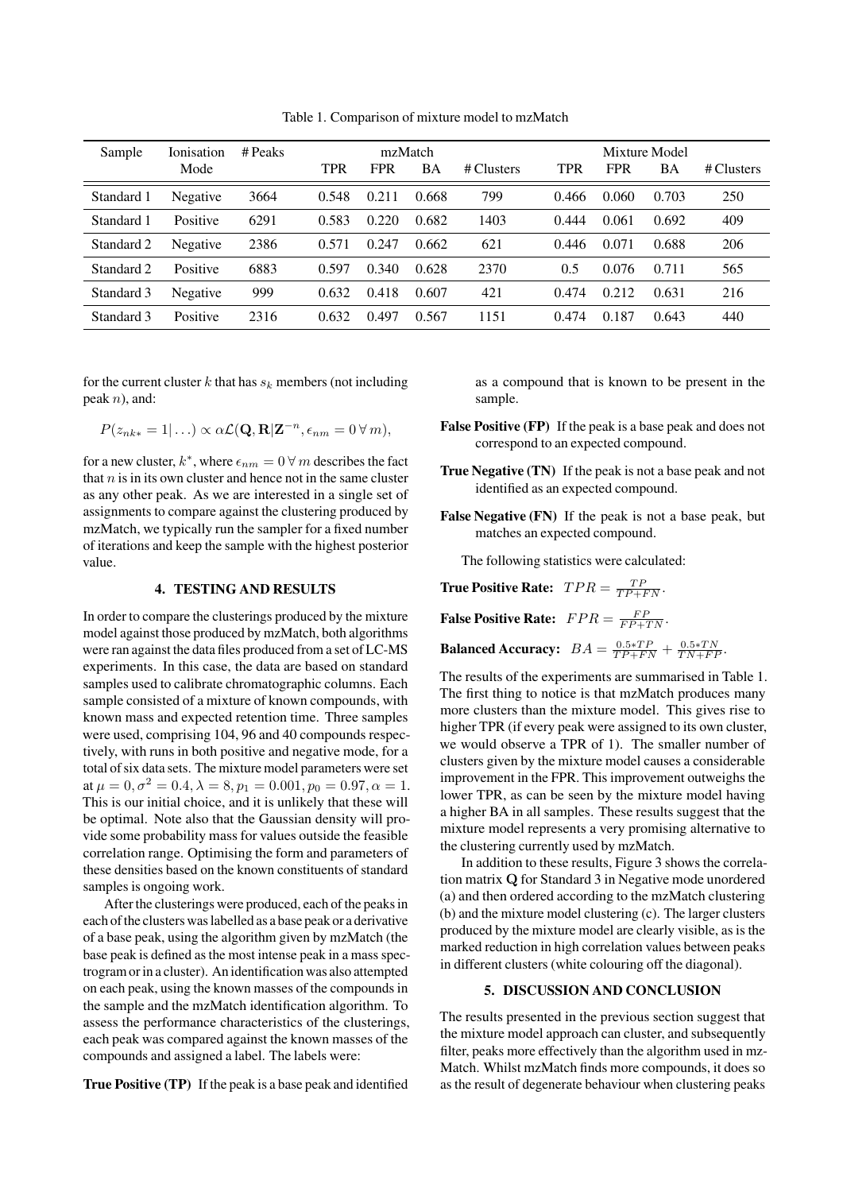Table 1. Comparison of mixture model to mzMatch

| Sample | Ionisation Mode | # Peaks | mzMatch | | | | Mixture Model | | | |
|---|---|---|---|---|---|---|---|---|---|---|
| | | | TPR | FPR | BA | # Clusters | TPR | FPR | BA | # Clusters |
| Standard 1 | Negative | 3664 | 0.548 | 0.211 | 0.668 | 799 | 0.466 | 0.060 | 0.703 | 250 |
| Standard 1 | Positive | 6291 | 0.583 | 0.220 | 0.682 | 1403 | 0.444 | 0.061 | 0.692 | 409 |
| Standard 2 | Negative | 2386 | 0.571 | 0.247 | 0.662 | 621 | 0.446 | 0.071 | 0.688 | 206 |
| Standard 2 | Positive | 6883 | 0.597 | 0.340 | 0.628 | 2370 | 0.5 | 0.076 | 0.711 | 565 |
| Standard 3 | Negative | 999 | 0.632 | 0.418 | 0.607 | 421 | 0.474 | 0.212 | 0.631 | 216 |
| Standard 3 | Positive | 2316 | 0.632 | 0.497 | 0.567 | 1151 | 0.474 | 0.187 | 0.643 | 440 |

for the current cluster $k$ that has $s_k$ members (not including peak $n$), and:

$$P(z_{nk*} = 1|\ldots) \propto \alpha \mathcal{L}(\mathbf{Q}, \mathbf{R}|\mathbf{Z}^{-n}, \epsilon_{nm} = 0 \,\forall\, m),$$

for a new cluster, $k^*$, where $\epsilon_{nm} = 0 \,\forall\, m$ describes the fact that $n$ is in its own cluster and hence not in the same cluster as any other peak. As we are interested in a single set of assignments to compare against the clustering produced by mzMatch, we typically run the sampler for a fixed number of iterations and keep the sample with the highest posterior value.

## 4. TESTING AND RESULTS

In order to compare the clusterings produced by the mixture model against those produced by mzMatch, both algorithms were ran against the data files produced from a set of LC-MS experiments. In this case, the data are based on standard samples used to calibrate chromatographic columns. Each sample consisted of a mixture of known compounds, with known mass and expected retention time. Three samples were used, comprising 104, 96 and 40 compounds respectively, with runs in both positive and negative mode, for a total of six data sets. The mixture model parameters were set at $\mu = 0, \sigma^2 = 0.4, \lambda = 8, p_1 = 0.001, p_0 = 0.97, \alpha = 1$. This is our initial choice, and it is unlikely that these will be optimal. Note also that the Gaussian density will provide some probability mass for values outside the feasible correlation range. Optimising the form and parameters of these densities based on the known constituents of standard samples is ongoing work.

After the clusterings were produced, each of the peaks in each of the clusters was labelled as a base peak or a derivative of a base peak, using the algorithm given by mzMatch (the base peak is defined as the most intense peak in a mass spectrogram or in a cluster). An identification was also attempted on each peak, using the known masses of the compounds in the sample and the mzMatch identification algorithm. To assess the performance characteristics of the clusterings, each peak was compared against the known masses of the compounds and assigned a label. The labels were:

**True Positive (TP)** If the peak is a base peak and identified as a compound that is known to be present in the sample.

**False Positive (FP)** If the peak is a base peak and does not correspond to an expected compound.

**True Negative (TN)** If the peak is not a base peak and not identified as an expected compound.

**False Negative (FN)** If the peak is not a base peak, but matches an expected compound.

The following statistics were calculated:

**True Positive Rate:** $TPR = \frac{TP}{TP+FN}$.

**False Positive Rate:** $FPR = \frac{FP}{FP+TN}$.

**Balanced Accuracy:** $BA = \frac{0.5 * TP}{TP+FN} + \frac{0.5 * TN}{TN+FP}$.

The results of the experiments are summarised in Table 1. The first thing to notice is that mzMatch produces many more clusters than the mixture model. This gives rise to higher TPR (if every peak were assigned to its own cluster, we would observe a TPR of 1). The smaller number of clusters given by the mixture model causes a considerable improvement in the FPR. This improvement outweighs the lower TPR, as can be seen by the mixture model having a higher BA in all samples. These results suggest that the mixture model represents a very promising alternative to the clustering currently used by mzMatch.

In addition to these results, Figure 3 shows the correlation matrix $\mathbf{Q}$ for Standard 3 in Negative mode unordered (a) and then ordered according to the mzMatch clustering (b) and the mixture model clustering (c). The larger clusters produced by the mixture model are clearly visible, as is the marked reduction in high correlation values between peaks in different clusters (white colouring off the diagonal).

## 5. DISCUSSION AND CONCLUSION

The results presented in the previous section suggest that the mixture model approach can cluster, and subsequently filter, peaks more effectively than the algorithm used in mzMatch. Whilst mzMatch finds more compounds, it does so as the result of degenerate behaviour when clustering peaks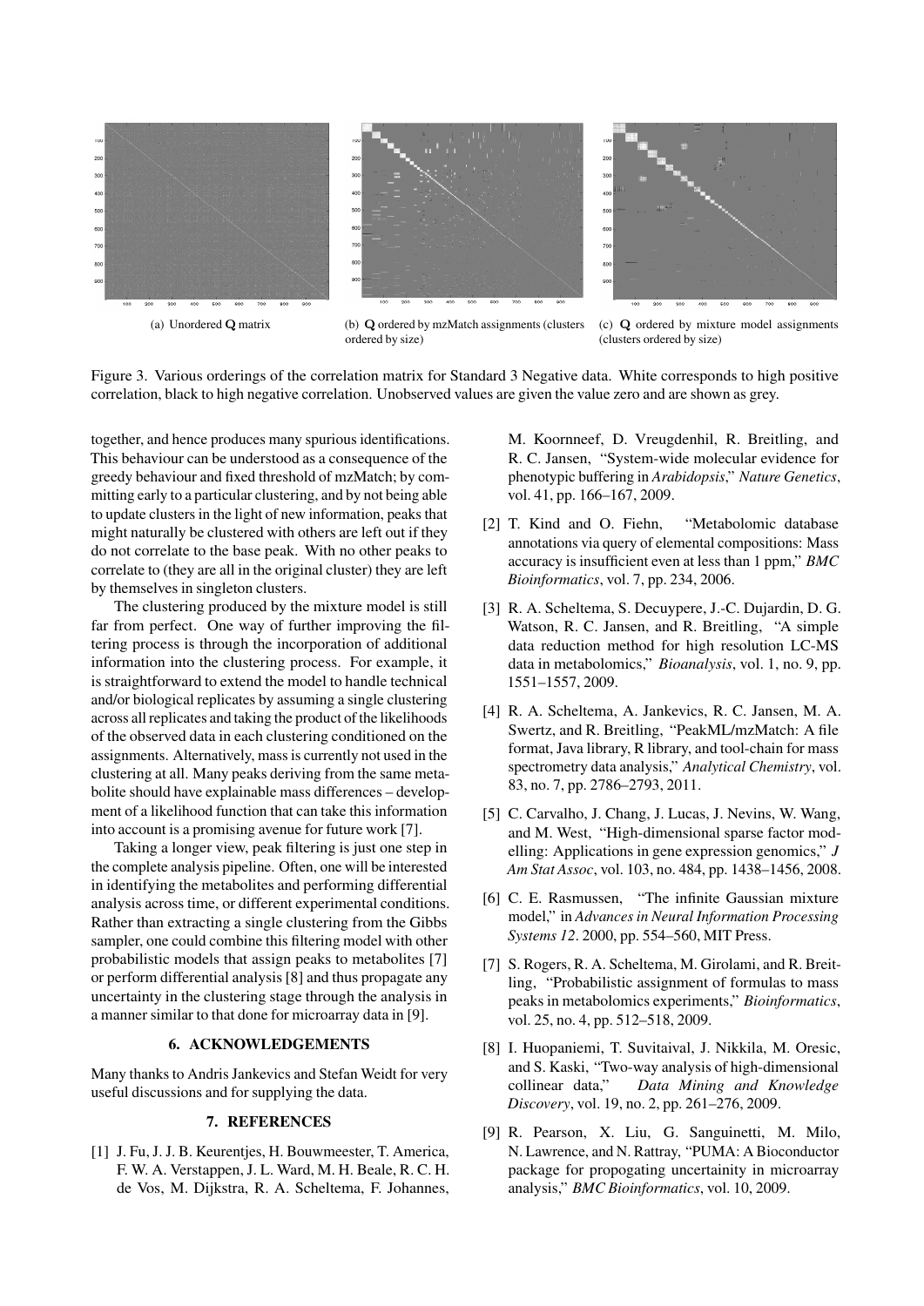(a) Unordered **Q** matrix

(b) **Q** ordered by mzMatch assignments (clusters ordered by size)

(c) **Q** ordered by mixture model assignments (clusters ordered by size)

Figure 3. Various orderings of the correlation matrix for Standard 3 Negative data. White corresponds to high positive correlation, black to high negative correlation. Unobserved values are given the value zero and are shown as grey.

together, and hence produces many spurious identifications. This behaviour can be understood as a consequence of the greedy behaviour and fixed threshold of mzMatch; by committing early to a particular clustering, and by not being able to update clusters in the light of new information, peaks that might naturally be clustered with others are left out if they do not correlate to the base peak. With no other peaks to correlate to (they are all in the original cluster) they are left by themselves in singleton clusters.

The clustering produced by the mixture model is still far from perfect. One way of further improving the filtering process is through the incorporation of additional information into the clustering process. For example, it is straightforward to extend the model to handle technical and/or biological replicates by assuming a single clustering across all replicates and taking the product of the likelihoods of the observed data in each clustering conditioned on the assignments. Alternatively, mass is currently not used in the clustering at all. Many peaks deriving from the same metabolite should have explainable mass differences – development of a likelihood function that can take this information into account is a promising avenue for future work [7].

Taking a longer view, peak filtering is just one step in the complete analysis pipeline. Often, one will be interested in identifying the metabolites and performing differential analysis across time, or different experimental conditions. Rather than extracting a single clustering from the Gibbs sampler, one could combine this filtering model with other probabilistic models that assign peaks to metabolites [7] or perform differential analysis [8] and thus propagate any uncertainty in the clustering stage through the analysis in a manner similar to that done for microarray data in [9].

## 6. ACKNOWLEDGEMENTS

Many thanks to Andris Jankevics and Stefan Weidt for very useful discussions and for supplying the data.

## 7. REFERENCES

[1] J. Fu, J. J. B. Keurentjes, H. Bouwmeester, T. America, F. W. A. Verstappen, J. L. Ward, M. H. Beale, R. C. H. de Vos, M. Dijkstra, R. A. Scheltema, F. Johannes, M. Koornneef, D. Vreugdenhil, R. Breitling, and R. C. Jansen, "System-wide molecular evidence for phenotypic buffering in *Arabidopsis*," *Nature Genetics*, vol. 41, pp. 166–167, 2009.

[2] T. Kind and O. Fiehn, "Metabolomic database annotations via query of elemental compositions: Mass accuracy is insufficient even at less than 1 ppm," *BMC Bioinformatics*, vol. 7, pp. 234, 2006.

[3] R. A. Scheltema, S. Decuypere, J.-C. Dujardin, D. G. Watson, R. C. Jansen, and R. Breitling, "A simple data reduction method for high resolution LC-MS data in metabolomics," *Bioanalysis*, vol. 1, no. 9, pp. 1551–1557, 2009.

[4] R. A. Scheltema, A. Jankevics, R. C. Jansen, M. A. Swertz, and R. Breitling, "PeakML/mzMatch: A file format, Java library, R library, and tool-chain for mass spectrometry data analysis," *Analytical Chemistry*, vol. 83, no. 7, pp. 2786–2793, 2011.

[5] C. Carvalho, J. Chang, J. Lucas, J. Nevins, W. Wang, and M. West, "High-dimensional sparse factor modelling: Applications in gene expression genomics," *J Am Stat Assoc*, vol. 103, no. 484, pp. 1438–1456, 2008.

[6] C. E. Rasmussen, "The infinite Gaussian mixture model," in *Advances in Neural Information Processing Systems 12*. 2000, pp. 554–560, MIT Press.

[7] S. Rogers, R. A. Scheltema, M. Girolami, and R. Breitling, "Probabilistic assignment of formulas to mass peaks in metabolomics experiments," *Bioinformatics*, vol. 25, no. 4, pp. 512–518, 2009.

[8] I. Huopaniemi, T. Suvitaival, J. Nikkila, M. Oresic, and S. Kaski, "Two-way analysis of high-dimensional collinear data," *Data Mining and Knowledge Discovery*, vol. 19, no. 2, pp. 261–276, 2009.

[9] R. Pearson, X. Liu, G. Sanguinetti, M. Milo, N. Lawrence, and N. Rattray, "PUMA: A Bioconductor package for propogating uncertainty in microarray analysis," *BMC Bioinformatics*, vol. 10, 2009.